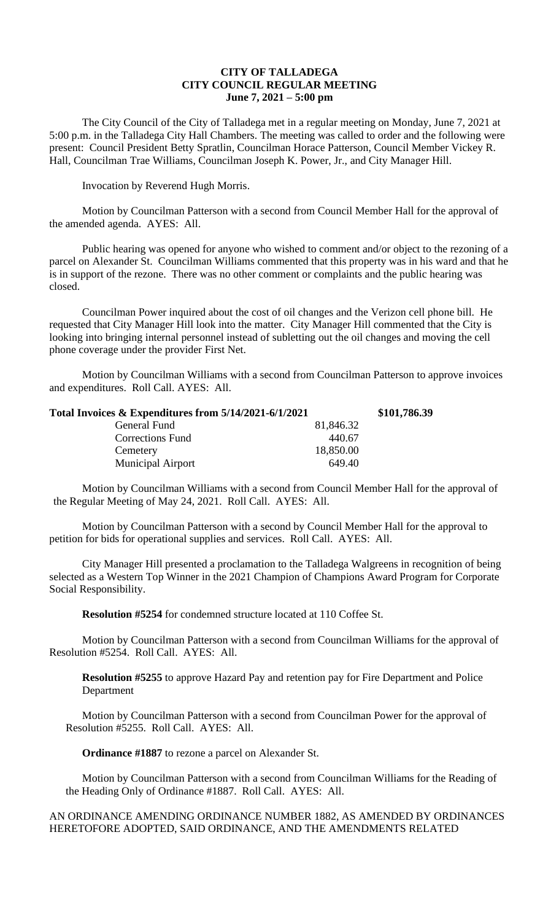**CITY OF TALLADEGA**
**CITY COUNCIL REGULAR MEETING**
**June 7, 2021 – 5:00 pm**

The City Council of the City of Talladega met in a regular meeting on Monday, June 7, 2021 at 5:00 p.m. in the Talladega City Hall Chambers. The meeting was called to order and the following were present: Council President Betty Spratlin, Councilman Horace Patterson, Council Member Vickey R. Hall, Councilman Trae Williams, Councilman Joseph K. Power, Jr., and City Manager Hill.

Invocation by Reverend Hugh Morris.

Motion by Councilman Patterson with a second from Council Member Hall for the approval of the amended agenda. AYES: All.

Public hearing was opened for anyone who wished to comment and/or object to the rezoning of a parcel on Alexander St. Councilman Williams commented that this property was in his ward and that he is in support of the rezone. There was no other comment or complaints and the public hearing was closed.

Councilman Power inquired about the cost of oil changes and the Verizon cell phone bill. He requested that City Manager Hill look into the matter. City Manager Hill commented that the City is looking into bringing internal personnel instead of subletting out the oil changes and moving the cell phone coverage under the provider First Net.

Motion by Councilman Williams with a second from Councilman Patterson to approve invoices and expenditures. Roll Call. AYES: All.

| **Total Invoices & Expenditures from 5/14/2021-6/1/2021** | | **$101,786.39** |
|---|---|---|
| General Fund | 81,846.32 | |
| Corrections Fund | 440.67 | |
| Cemetery | 18,850.00 | |
| Municipal Airport | 649.40 | |

Motion by Councilman Williams with a second from Council Member Hall for the approval of the Regular Meeting of May 24, 2021. Roll Call. AYES: All.

Motion by Councilman Patterson with a second by Council Member Hall for the approval to petition for bids for operational supplies and services. Roll Call. AYES: All.

City Manager Hill presented a proclamation to the Talladega Walgreens in recognition of being selected as a Western Top Winner in the 2021 Champion of Champions Award Program for Corporate Social Responsibility.

**Resolution #5254** for condemned structure located at 110 Coffee St.

Motion by Councilman Patterson with a second from Councilman Williams for the approval of Resolution #5254. Roll Call. AYES: All.

**Resolution #5255** to approve Hazard Pay and retention pay for Fire Department and Police Department

Motion by Councilman Patterson with a second from Councilman Power for the approval of Resolution #5255. Roll Call. AYES: All.

**Ordinance #1887** to rezone a parcel on Alexander St.

Motion by Councilman Patterson with a second from Councilman Williams for the Reading of the Heading Only of Ordinance #1887. Roll Call. AYES: All.

AN ORDINANCE AMENDING ORDINANCE NUMBER 1882, AS AMENDED BY ORDINANCES HERETOFORE ADOPTED, SAID ORDINANCE, AND THE AMENDMENTS RELATED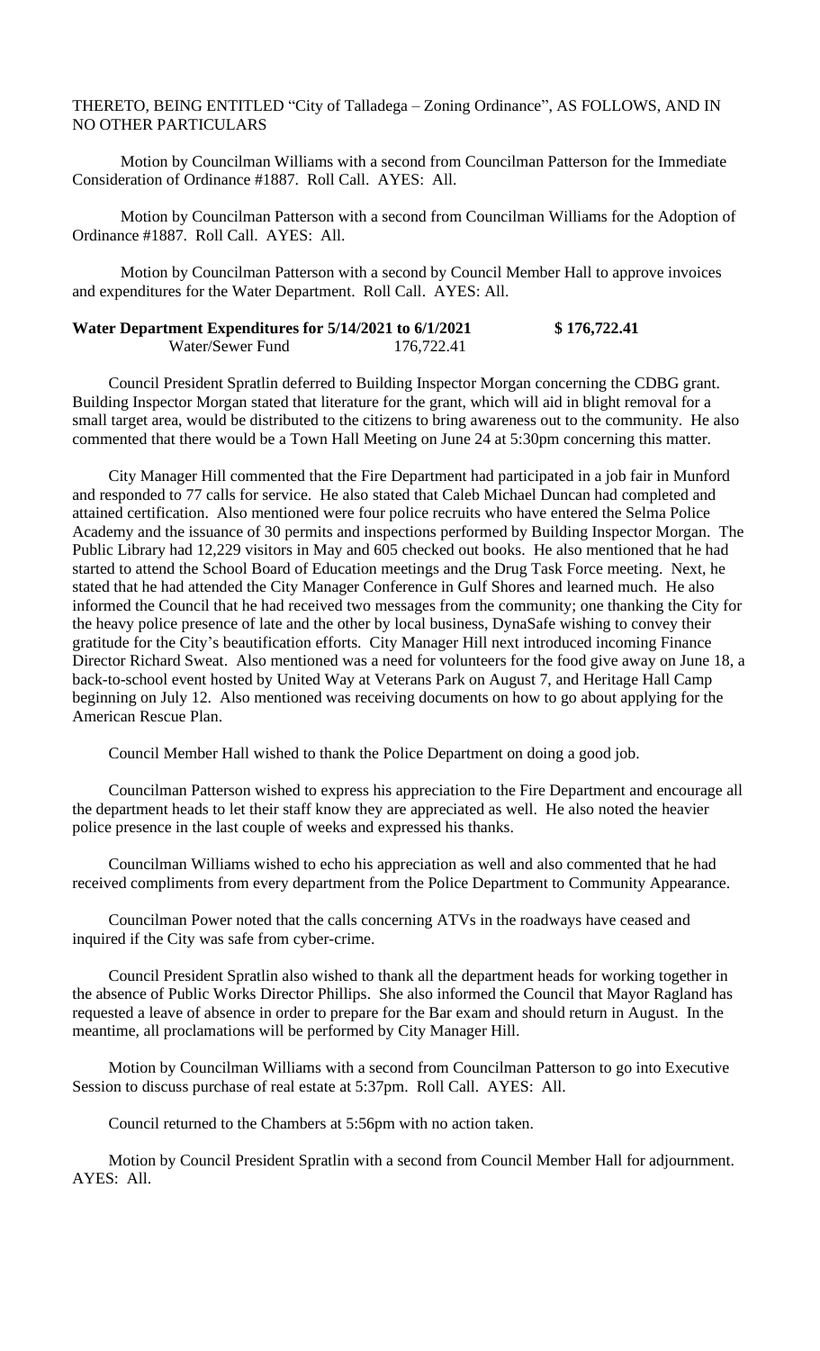THERETO, BEING ENTITLED "City of Talladega – Zoning Ordinance", AS FOLLOWS, AND IN NO OTHER PARTICULARS

Motion by Councilman Williams with a second from Councilman Patterson for the Immediate Consideration of Ordinance #1887. Roll Call. AYES: All.

Motion by Councilman Patterson with a second from Councilman Williams for the Adoption of Ordinance #1887. Roll Call. AYES: All.

Motion by Councilman Patterson with a second by Council Member Hall to approve invoices and expenditures for the Water Department. Roll Call. AYES: All.

| **Water Department Expenditures for 5/14/2021 to 6/1/2021** | | **$ 176,722.41** |
|---|---|---|
| Water/Sewer Fund | 176,722.41 | |

Council President Spratlin deferred to Building Inspector Morgan concerning the CDBG grant. Building Inspector Morgan stated that literature for the grant, which will aid in blight removal for a small target area, would be distributed to the citizens to bring awareness out to the community. He also commented that there would be a Town Hall Meeting on June 24 at 5:30pm concerning this matter.

City Manager Hill commented that the Fire Department had participated in a job fair in Munford and responded to 77 calls for service. He also stated that Caleb Michael Duncan had completed and attained certification. Also mentioned were four police recruits who have entered the Selma Police Academy and the issuance of 30 permits and inspections performed by Building Inspector Morgan. The Public Library had 12,229 visitors in May and 605 checked out books. He also mentioned that he had started to attend the School Board of Education meetings and the Drug Task Force meeting. Next, he stated that he had attended the City Manager Conference in Gulf Shores and learned much. He also informed the Council that he had received two messages from the community; one thanking the City for the heavy police presence of late and the other by local business, DynaSafe wishing to convey their gratitude for the City's beautification efforts. City Manager Hill next introduced incoming Finance Director Richard Sweat. Also mentioned was a need for volunteers for the food give away on June 18, a back-to-school event hosted by United Way at Veterans Park on August 7, and Heritage Hall Camp beginning on July 12. Also mentioned was receiving documents on how to go about applying for the American Rescue Plan.

Council Member Hall wished to thank the Police Department on doing a good job.

Councilman Patterson wished to express his appreciation to the Fire Department and encourage all the department heads to let their staff know they are appreciated as well. He also noted the heavier police presence in the last couple of weeks and expressed his thanks.

Councilman Williams wished to echo his appreciation as well and also commented that he had received compliments from every department from the Police Department to Community Appearance.

Councilman Power noted that the calls concerning ATVs in the roadways have ceased and inquired if the City was safe from cyber-crime.

Council President Spratlin also wished to thank all the department heads for working together in the absence of Public Works Director Phillips. She also informed the Council that Mayor Ragland has requested a leave of absence in order to prepare for the Bar exam and should return in August. In the meantime, all proclamations will be performed by City Manager Hill.

Motion by Councilman Williams with a second from Councilman Patterson to go into Executive Session to discuss purchase of real estate at 5:37pm. Roll Call. AYES: All.

Council returned to the Chambers at 5:56pm with no action taken.

Motion by Council President Spratlin with a second from Council Member Hall for adjournment. AYES: All.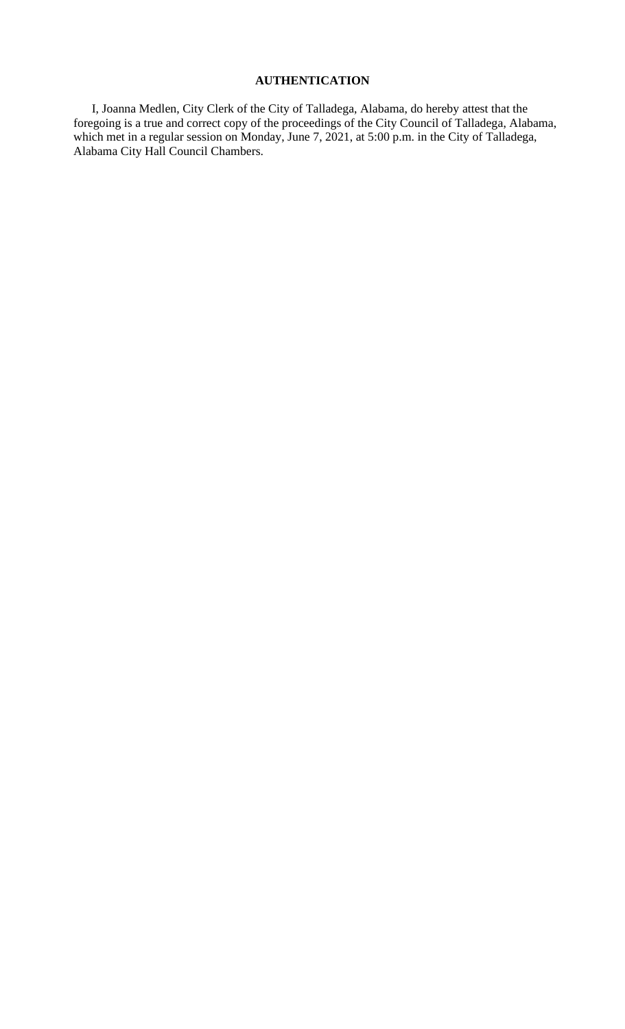## AUTHENTICATION

I, Joanna Medlen, City Clerk of the City of Talladega, Alabama, do hereby attest that the foregoing is a true and correct copy of the proceedings of the City Council of Talladega, Alabama, which met in a regular session on Monday, June 7, 2021, at 5:00 p.m. in the City of Talladega, Alabama City Hall Council Chambers.